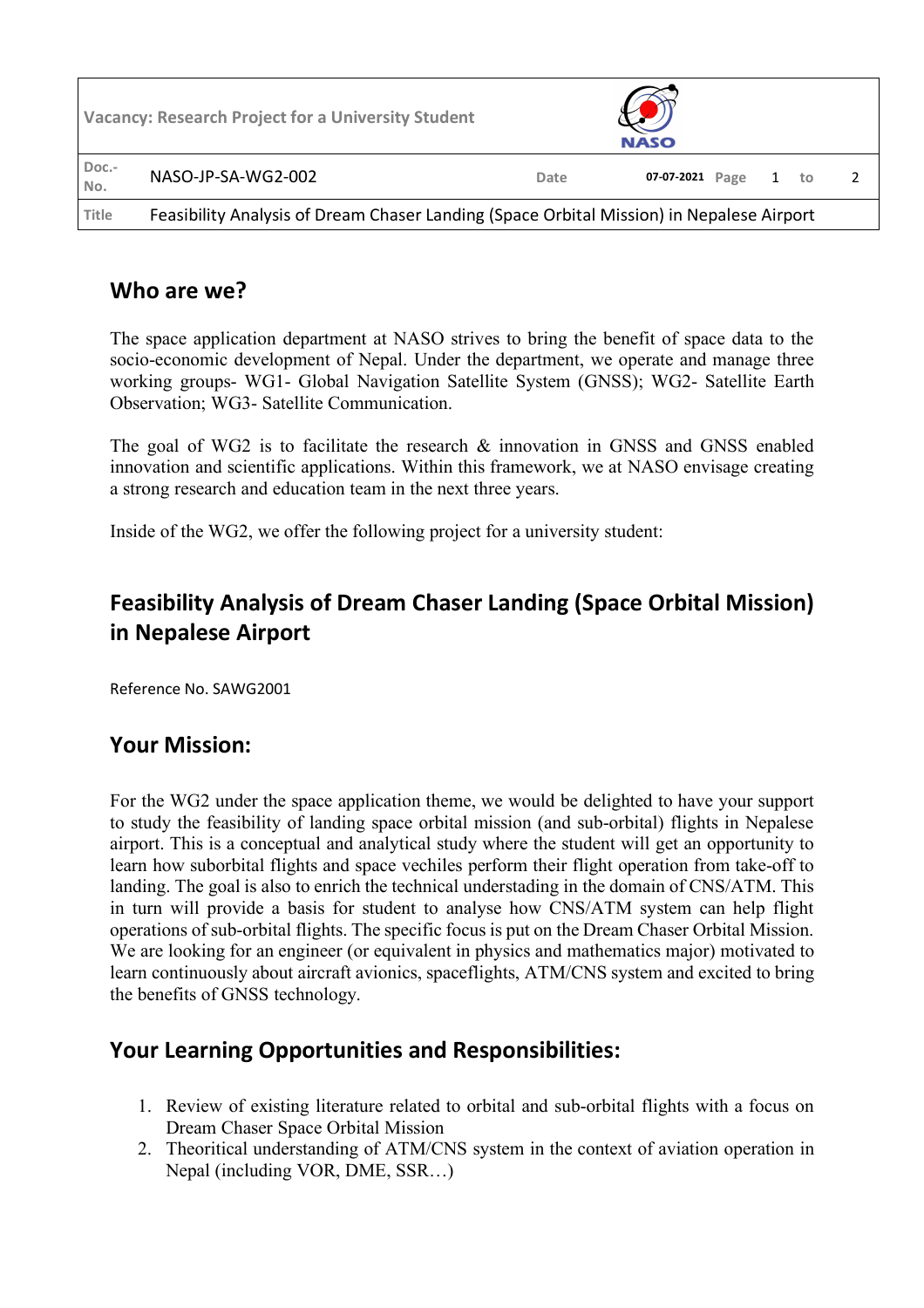| Vacancy: Research Project for a University Student | | NASO | | | | |
|---|---|---|---|---|---|---|
| Doc.-No. | NASO-JP-SA-WG2-002 | Date | 07-07-2021 | Page | 1 | to 2 |
| Title | Feasibility Analysis of Dream Chaser Landing (Space Orbital Mission) in Nepalese Airport | | | | | |

## Who are we?

The space application department at NASO strives to bring the benefit of space data to the socio-economic development of Nepal. Under the department, we operate and manage three working groups- WG1- Global Navigation Satellite System (GNSS); WG2- Satellite Earth Observation; WG3- Satellite Communication.

The goal of WG2 is to facilitate the research & innovation in GNSS and GNSS enabled innovation and scientific applications. Within this framework, we at NASO envisage creating a strong research and education team in the next three years.

Inside of the WG2, we offer the following project for a university student:

## Feasibility Analysis of Dream Chaser Landing (Space Orbital Mission) in Nepalese Airport

Reference No. SAWG2001

## Your Mission:

For the WG2 under the space application theme, we would be delighted to have your support to study the feasibility of landing space orbital mission (and sub-orbital) flights in Nepalese airport. This is a conceptual and analytical study where the student will get an opportunity to learn how suborbital flights and space vechiles perform their flight operation from take-off to landing. The goal is also to enrich the technical understading in the domain of CNS/ATM. This in turn will provide a basis for student to analyse how CNS/ATM system can help flight operations of sub-orbital flights. The specific focus is put on the Dream Chaser Orbital Mission. We are looking for an engineer (or equivalent in physics and mathematics major) motivated to learn continuously about aircraft avionics, spaceflights, ATM/CNS system and excited to bring the benefits of GNSS technology.

## Your Learning Opportunities and Responsibilities:

1. Review of existing literature related to orbital and sub-orbital flights with a focus on Dream Chaser Space Orbital Mission
2. Theoritical understanding of ATM/CNS system in the context of aviation operation in Nepal (including VOR, DME, SSR…)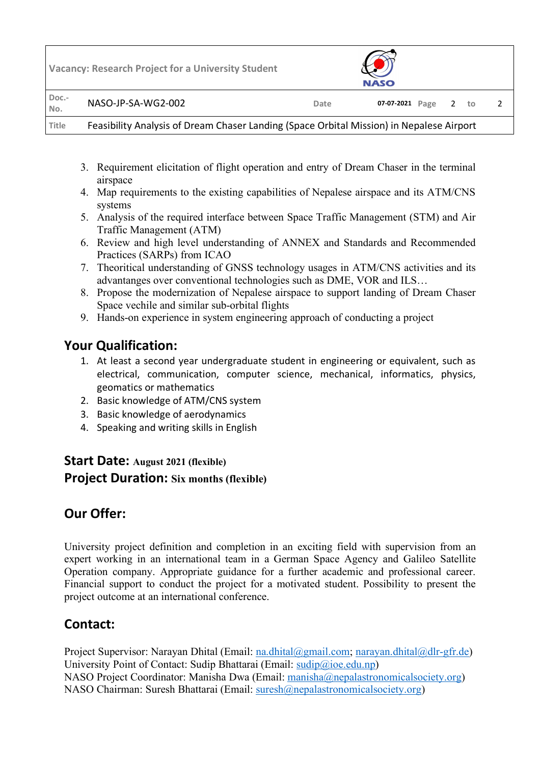3. Requirement elicitation of flight operation and entry of Dream Chaser in the terminal airspace
4. Map requirements to the existing capabilities of Nepalese airspace and its ATM/CNS systems
5. Analysis of the required interface between Space Traffic Management (STM) and Air Traffic Management (ATM)
6. Review and high level understanding of ANNEX and Standards and Recommended Practices (SARPs) from ICAO
7. Theoritical understanding of GNSS technology usages in ATM/CNS activities and its advantanges over conventional technologies such as DME, VOR and ILS…
8. Propose the modernization of Nepalese airspace to support landing of Dream Chaser Space vechile and similar sub-orbital flights
9. Hands-on experience in system engineering approach of conducting a project

## Your Qualification:

1. At least a second year undergraduate student in engineering or equivalent, such as electrical, communication, computer science, mechanical, informatics, physics, geomatics or mathematics
2. Basic knowledge of ATM/CNS system
3. Basic knowledge of aerodynamics
4. Speaking and writing skills in English

**Start Date: August 2021 (flexible)**
**Project Duration: Six months (flexible)**

## Our Offer:

University project definition and completion in an exciting field with supervision from an expert working in an international team in a German Space Agency and Galileo Satellite Operation company. Appropriate guidance for a further academic and professional career. Financial support to conduct the project for a motivated student. Possibility to present the project outcome at an international conference.

## Contact:

Project Supervisor: Narayan Dhital (Email: na.dhital@gmail.com; narayan.dhital@dlr-gfr.de)
University Point of Contact: Sudip Bhattarai (Email: sudip@ioe.edu.np)
NASO Project Coordinator: Manisha Dwa (Email: manisha@nepalastronomicalsociety.org)
NASO Chairman: Suresh Bhattarai (Email: suresh@nepalastronomicalsociety.org)